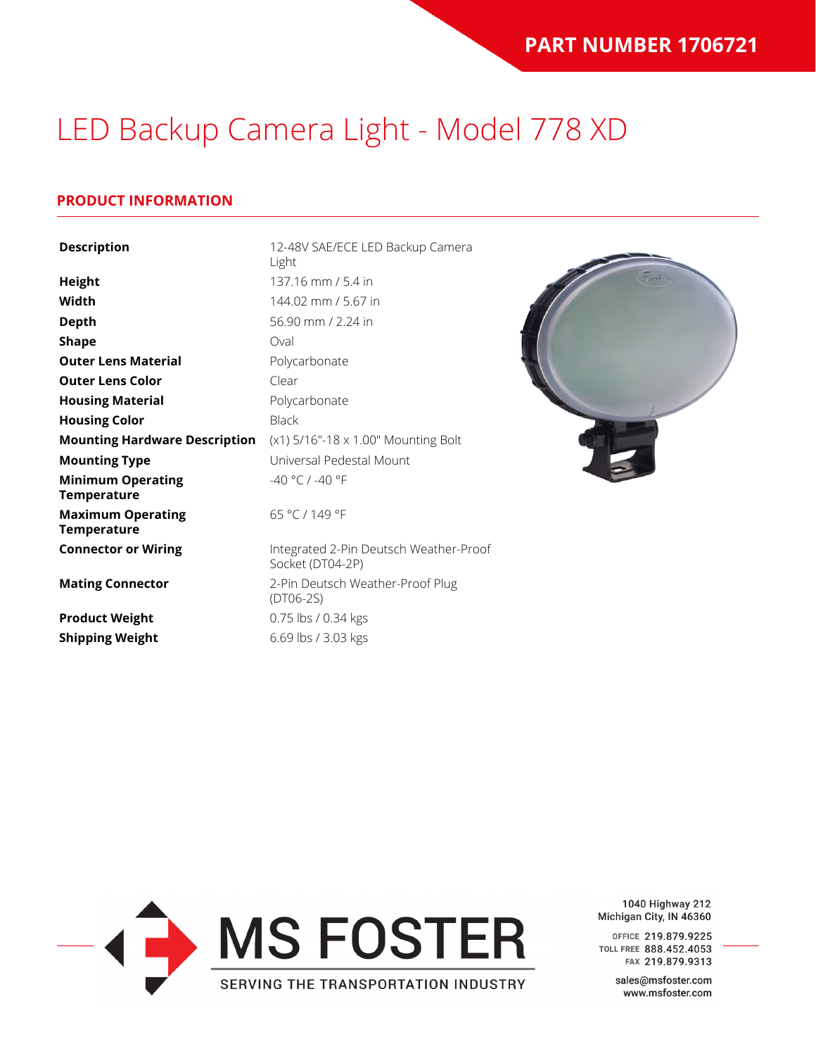**PART NUMBER 1706721**

# LED Backup Camera Light - Model 778 XD

## PRODUCT INFORMATION

| | |
|---|---|
| **Description** | 12-48V SAE/ECE LED Backup Camera Light |
| **Height** | 137.16 mm / 5.4 in |
| **Width** | 144.02 mm / 5.67 in |
| **Depth** | 56.90 mm / 2.24 in |
| **Shape** | Oval |
| **Outer Lens Material** | Polycarbonate |
| **Outer Lens Color** | Clear |
| **Housing Material** | Polycarbonate |
| **Housing Color** | Black |
| **Mounting Hardware Description** | (x1) 5/16"-18 x 1.00" Mounting Bolt |
| **Mounting Type** | Universal Pedestal Mount |
| **Minimum Operating Temperature** | -40 °C / -40 °F |
| **Maximum Operating Temperature** | 65 °C / 149 °F |
| **Connector or Wiring** | Integrated 2-Pin Deutsch Weather-Proof Socket (DT04-2P) |
| **Mating Connector** | 2-Pin Deutsch Weather-Proof Plug (DT06-2S) |
| **Product Weight** | 0.75 lbs / 0.34 kgs |
| **Shipping Weight** | 6.69 lbs / 3.03 kgs |

MS FOSTER
SERVING THE TRANSPORTATION INDUSTRY

1040 Highway 212
Michigan City, IN 46360

OFFICE 219.879.9225
TOLL FREE 888.452.4053
FAX 219.879.9313

sales@msfoster.com
www.msfoster.com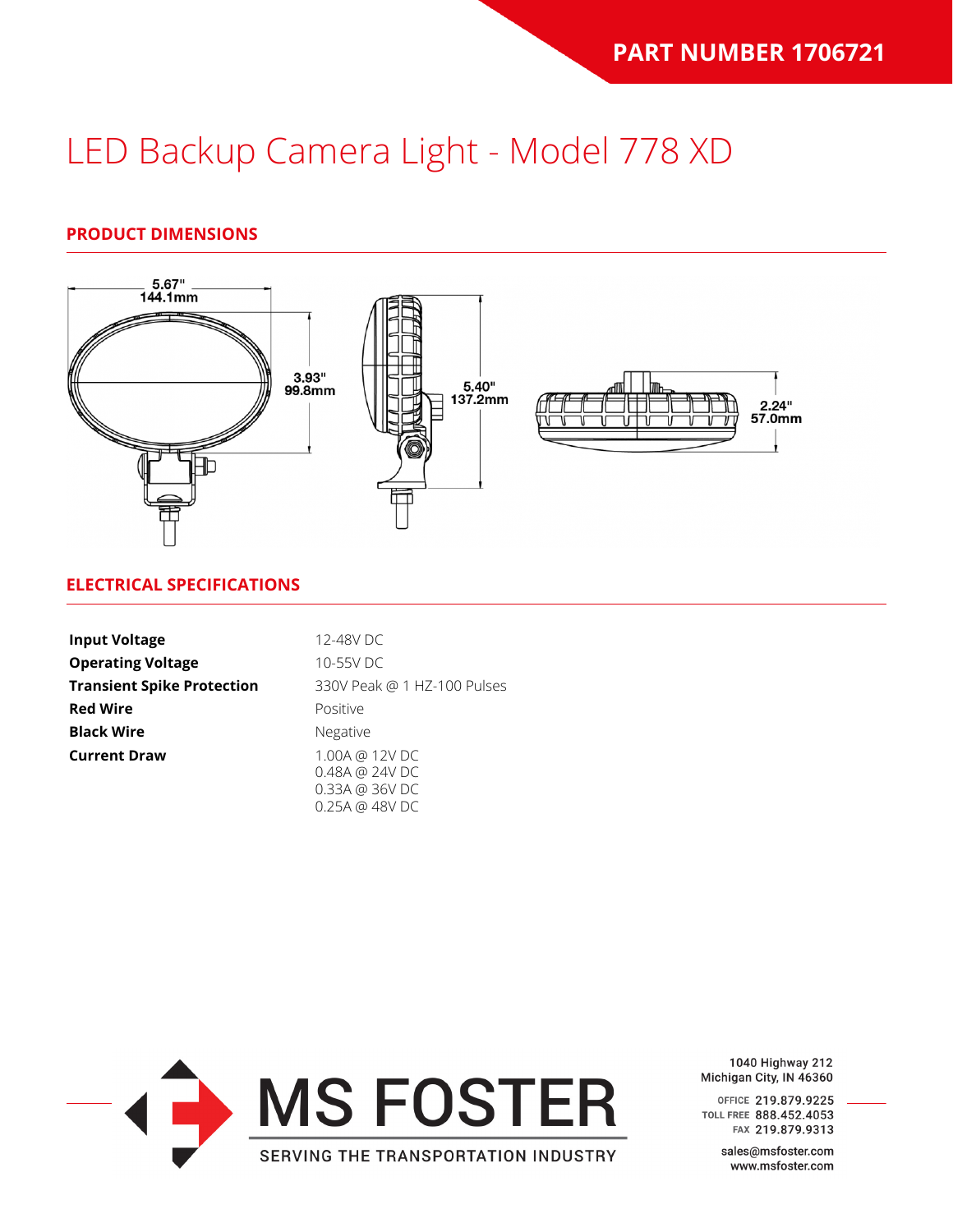**PART NUMBER 1706721**

# LED Backup Camera Light - Model 778 XD

## PRODUCT DIMENSIONS

5.67" 144.1mm

3.93" 99.8mm

5.40" 137.2mm

2.24" 57.0mm

## ELECTRICAL SPECIFICATIONS

| | |
|---|---|
| **Input Voltage** | 12-48V DC |
| **Operating Voltage** | 10-55V DC |
| **Transient Spike Protection** | 330V Peak @ 1 HZ-100 Pulses |
| **Red Wire** | Positive |
| **Black Wire** | Negative |
| **Current Draw** | 1.00A @ 12V DC<br>0.48A @ 24V DC<br>0.33A @ 36V DC<br>0.25A @ 48V DC |

MS FOSTER

SERVING THE TRANSPORTATION INDUSTRY

1040 Highway 212
Michigan City, IN 46360

OFFICE 219.879.9225
TOLL FREE 888.452.4053
FAX 219.879.9313

sales@msfoster.com
www.msfoster.com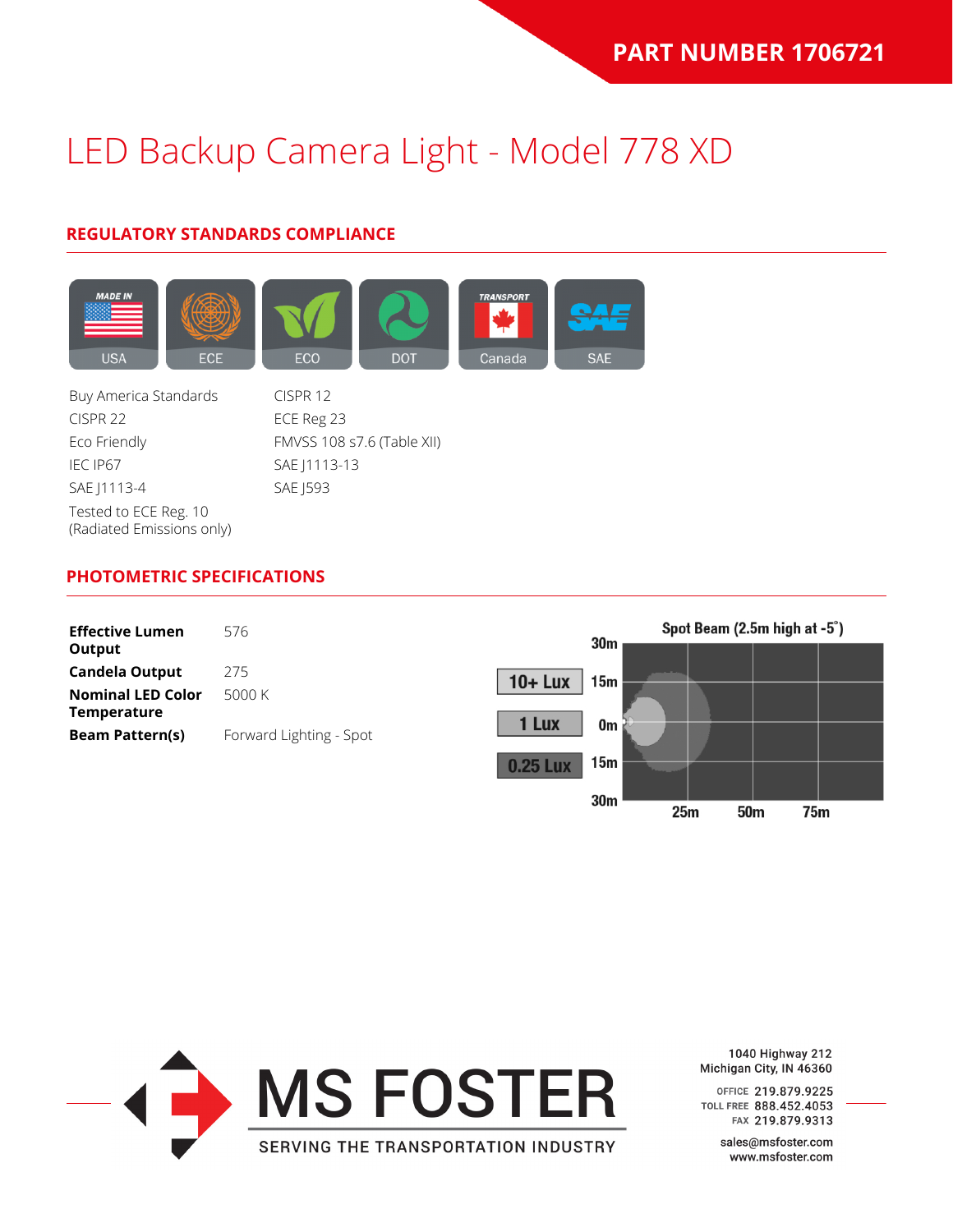PART NUMBER 1706721

# LED Backup Camera Light - Model 778 XD

## REGULATORY STANDARDS COMPLIANCE

USA | ECE | ECO | DOT | Canada | SAE

- Buy America Standards
- CISPR 22
- Eco Friendly
- IEC IP67
- SAE J1113-4
- Tested to ECE Reg. 10 (Radiated Emissions only)
- CISPR 12
- ECE Reg 23
- FMVSS 108 s7.6 (Table XII)
- SAE J1113-13
- SAE J593

## PHOTOMETRIC SPECIFICATIONS

| | |
|---|---|
| **Effective Lumen Output** | 576 |
| **Candela Output** | 275 |
| **Nominal LED Color Temperature** | 5000 K |
| **Beam Pattern(s)** | Forward Lighting - Spot |

Spot Beam (2.5m high at -5°)

10+ Lux
1 Lux
0.25 Lux

1040 Highway 212
Michigan City, IN 46360

OFFICE 219.879.9225
TOLL FREE 888.452.4053
FAX 219.879.9313

sales@msfoster.com
www.msfoster.com

MS FOSTER
SERVING THE TRANSPORTATION INDUSTRY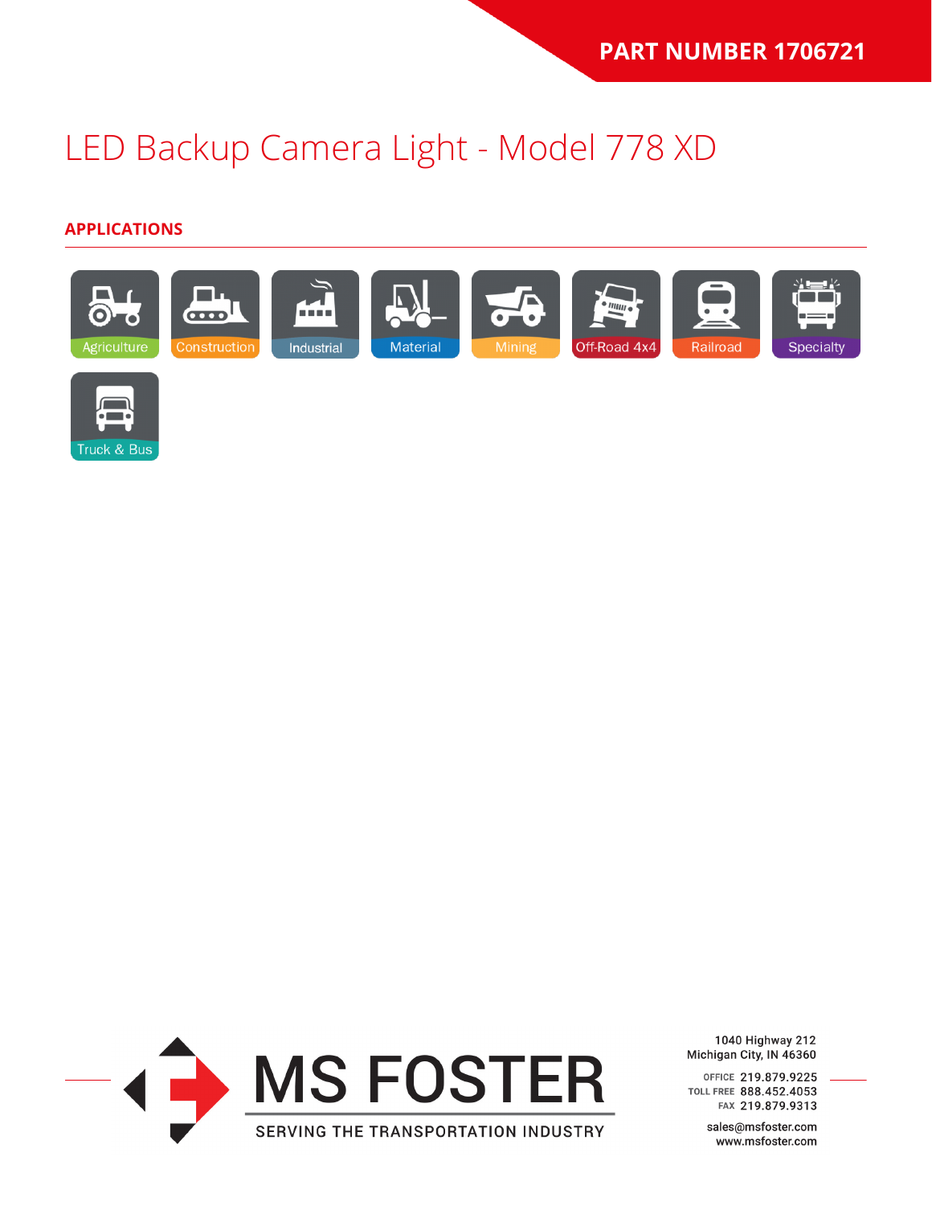PART NUMBER 1706721

# LED Backup Camera Light - Model 778 XD

## APPLICATIONS

Agriculture
Construction
Industrial
Material
Mining
Off-Road 4x4
Railroad
Specialty
Truck & Bus

MS FOSTER
SERVING THE TRANSPORTATION INDUSTRY

1040 Highway 212
Michigan City, IN 46360

OFFICE 219.879.9225
TOLL FREE 888.452.4053
FAX 219.879.9313

sales@msfoster.com
www.msfoster.com